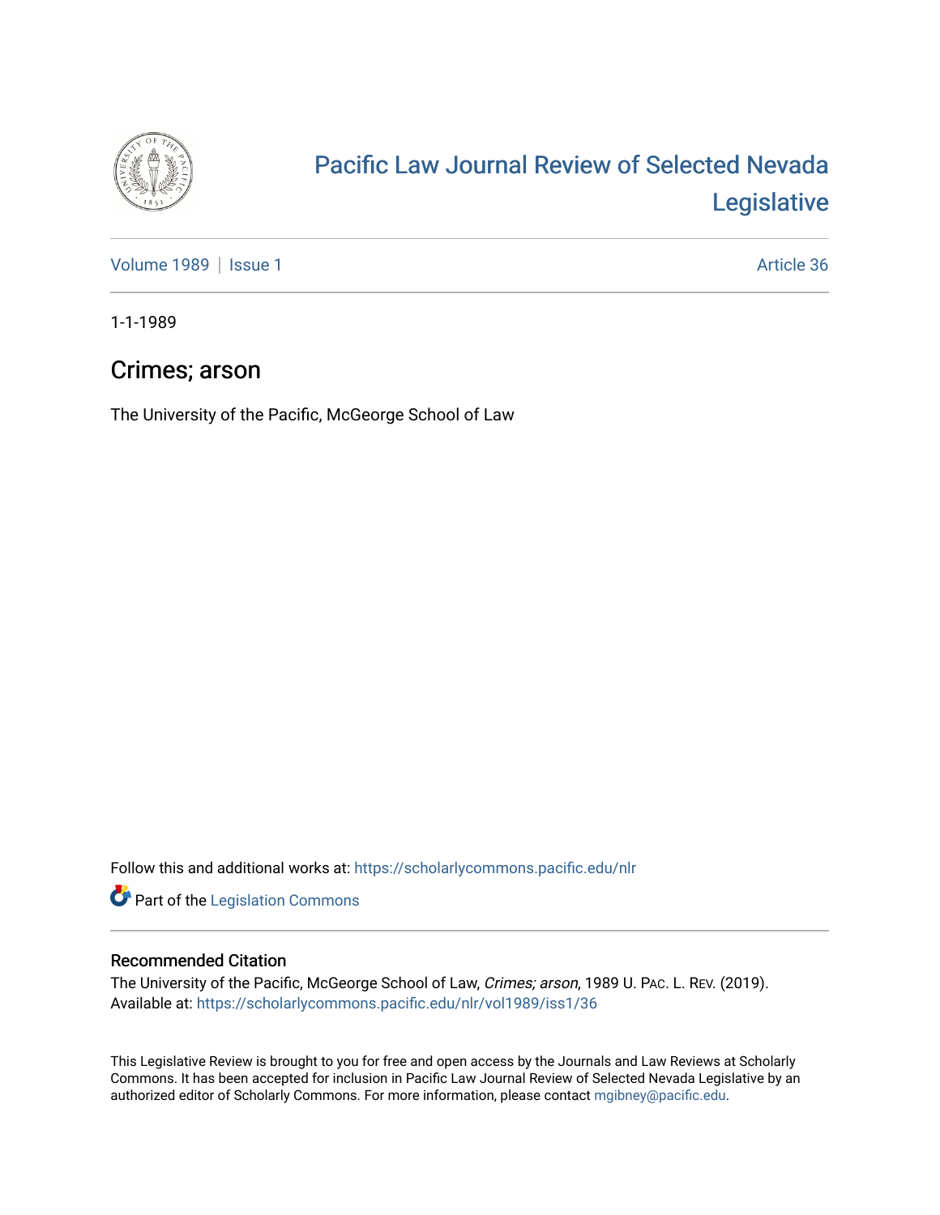# Pacific Law Journal Review of Selected Nevada Legislative

Volume 1989 | Issue 1 Article 36

1-1-1989

## Crimes; arson

The University of the Pacific, McGeorge School of Law

Follow this and additional works at: https://scholarlycommons.pacific.edu/nlr

Part of the Legislation Commons

### Recommended Citation

The University of the Pacific, McGeorge School of Law, *Crimes; arson*, 1989 U. PAC. L. REV. (2019).
Available at: https://scholarlycommons.pacific.edu/nlr/vol1989/iss1/36

This Legislative Review is brought to you for free and open access by the Journals and Law Reviews at Scholarly Commons. It has been accepted for inclusion in Pacific Law Journal Review of Selected Nevada Legislative by an authorized editor of Scholarly Commons. For more information, please contact mgibney@pacific.edu.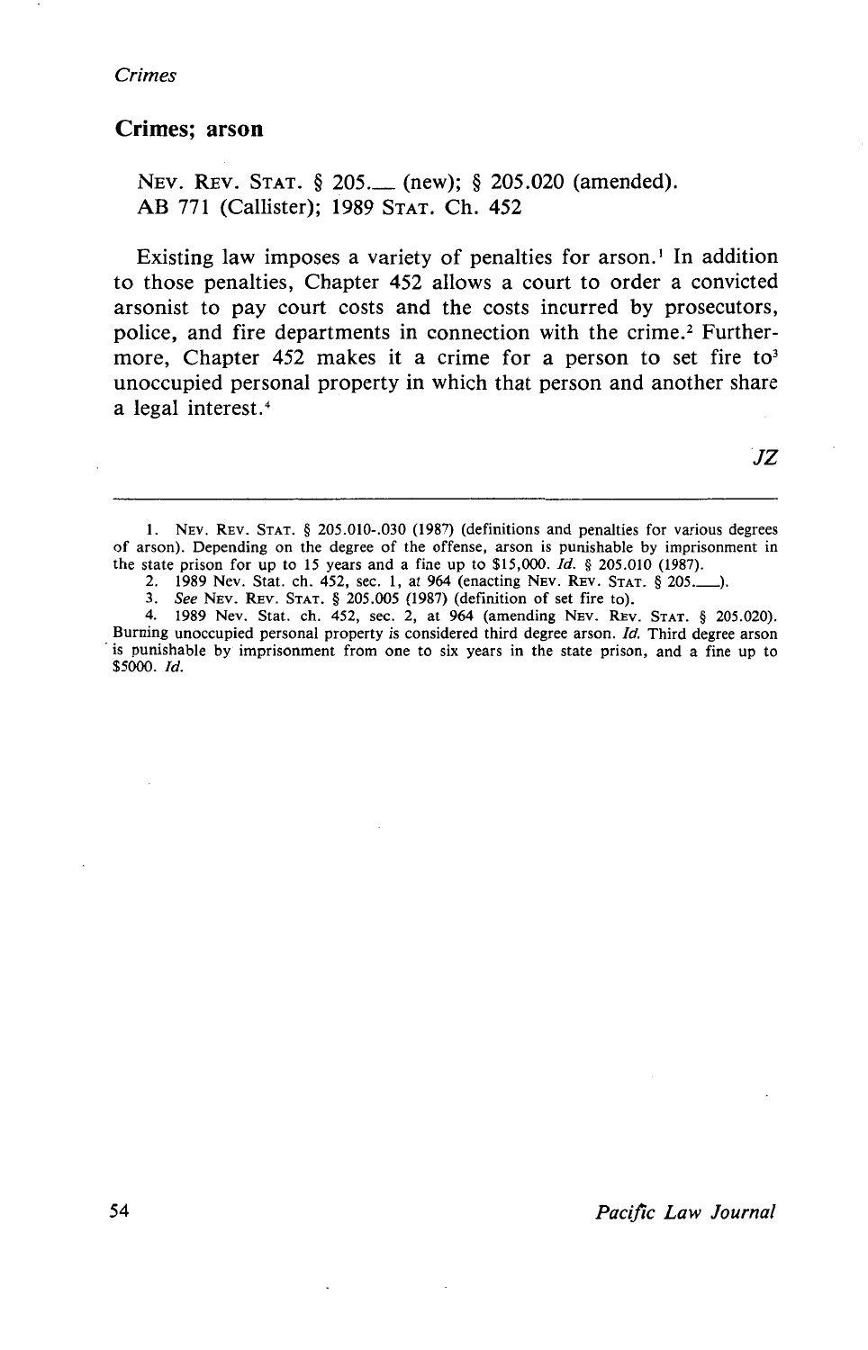## Crimes; arson

NEV. REV. STAT. § 205.___ (new); § 205.020 (amended).
AB 771 (Callister); 1989 STAT. Ch. 452

Existing law imposes a variety of penalties for arson.[1] In addition to those penalties, Chapter 452 allows a court to order a convicted arsonist to pay court costs and the costs incurred by prosecutors, police, and fire departments in connection with the crime.[2] Furthermore, Chapter 452 makes it a crime for a person to set fire to[3] unoccupied personal property in which that person and another share a legal interest.[4]

*JZ*

---

1. NEV. REV. STAT. § 205.010-.030 (1987) (definitions and penalties for various degrees of arson). Depending on the degree of the offense, arson is punishable by imprisonment in the state prison for up to 15 years and a fine up to $15,000. *Id.* § 205.010 (1987).
2. 1989 Nev. Stat. ch. 452, sec. 1, at 964 (enacting NEV. REV. STAT. § 205.___).
3. *See* NEV. REV. STAT. § 205.005 (1987) (definition of set fire to).
4. 1989 Nev. Stat. ch. 452, sec. 2, at 964 (amending NEV. REV. STAT. § 205.020). Burning unoccupied personal property is considered third degree arson. *Id.* Third degree arson is punishable by imprisonment from one to six years in the state prison, and a fine up to $5000. *Id.*